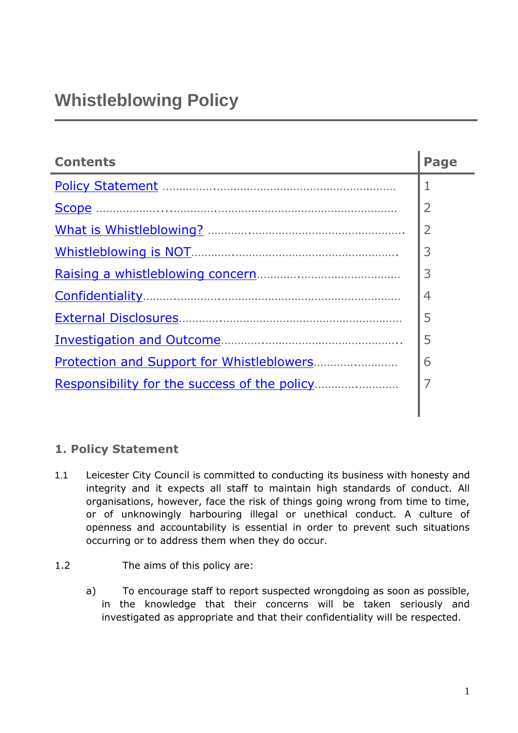# Whistleblowing Policy

| Contents | Page |
| --- | --- |
| Policy Statement | 1 |
| Scope | 2 |
| What is Whistleblowing? | 2 |
| Whistleblowing is NOT | 3 |
| Raising a whistleblowing concern | 3 |
| Confidentiality | 4 |
| External Disclosures | 5 |
| Investigation and Outcome | 5 |
| Protection and Support for Whistleblowers | 6 |
| Responsibility for the success of the policy | 7 |

## 1. Policy Statement

1.1 Leicester City Council is committed to conducting its business with honesty and integrity and it expects all staff to maintain high standards of conduct. All organisations, however, face the risk of things going wrong from time to time, or of unknowingly harbouring illegal or unethical conduct. A culture of openness and accountability is essential in order to prevent such situations occurring or to address them when they do occur.

1.2 The aims of this policy are:

a) To encourage staff to report suspected wrongdoing as soon as possible, in the knowledge that their concerns will be taken seriously and investigated as appropriate and that their confidentiality will be respected.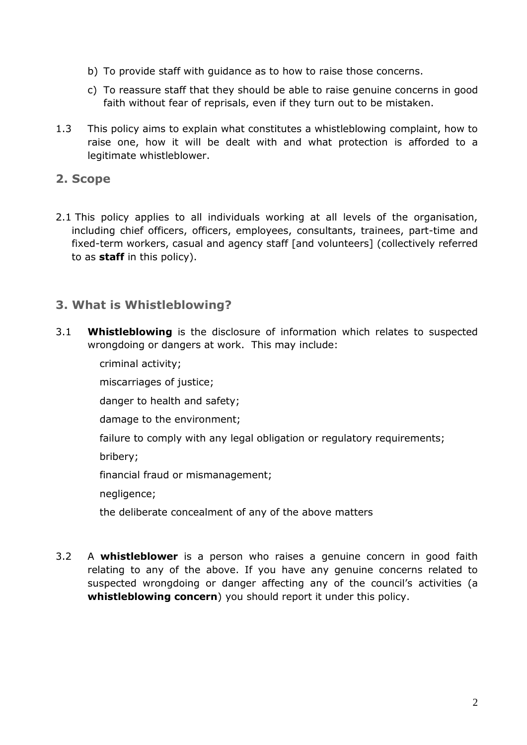b) To provide staff with guidance as to how to raise those concerns.

c) To reassure staff that they should be able to raise genuine concerns in good faith without fear of reprisals, even if they turn out to be mistaken.

1.3 This policy aims to explain what constitutes a whistleblowing complaint, how to raise one, how it will be dealt with and what protection is afforded to a legitimate whistleblower.

## 2. Scope

2.1 This policy applies to all individuals working at all levels of the organisation, including chief officers, officers, employees, consultants, trainees, part-time and fixed-term workers, casual and agency staff [and volunteers] (collectively referred to as **staff** in this policy).

## 3. What is Whistleblowing?

3.1 **Whistleblowing** is the disclosure of information which relates to suspected wrongdoing or dangers at work. This may include:

- criminal activity;
- miscarriages of justice;
- danger to health and safety;
- damage to the environment;
- failure to comply with any legal obligation or regulatory requirements;
- bribery;
- financial fraud or mismanagement;
- negligence;
- the deliberate concealment of any of the above matters

3.2 A **whistleblower** is a person who raises a genuine concern in good faith relating to any of the above. If you have any genuine concerns related to suspected wrongdoing or danger affecting any of the council's activities (a **whistleblowing concern**) you should report it under this policy.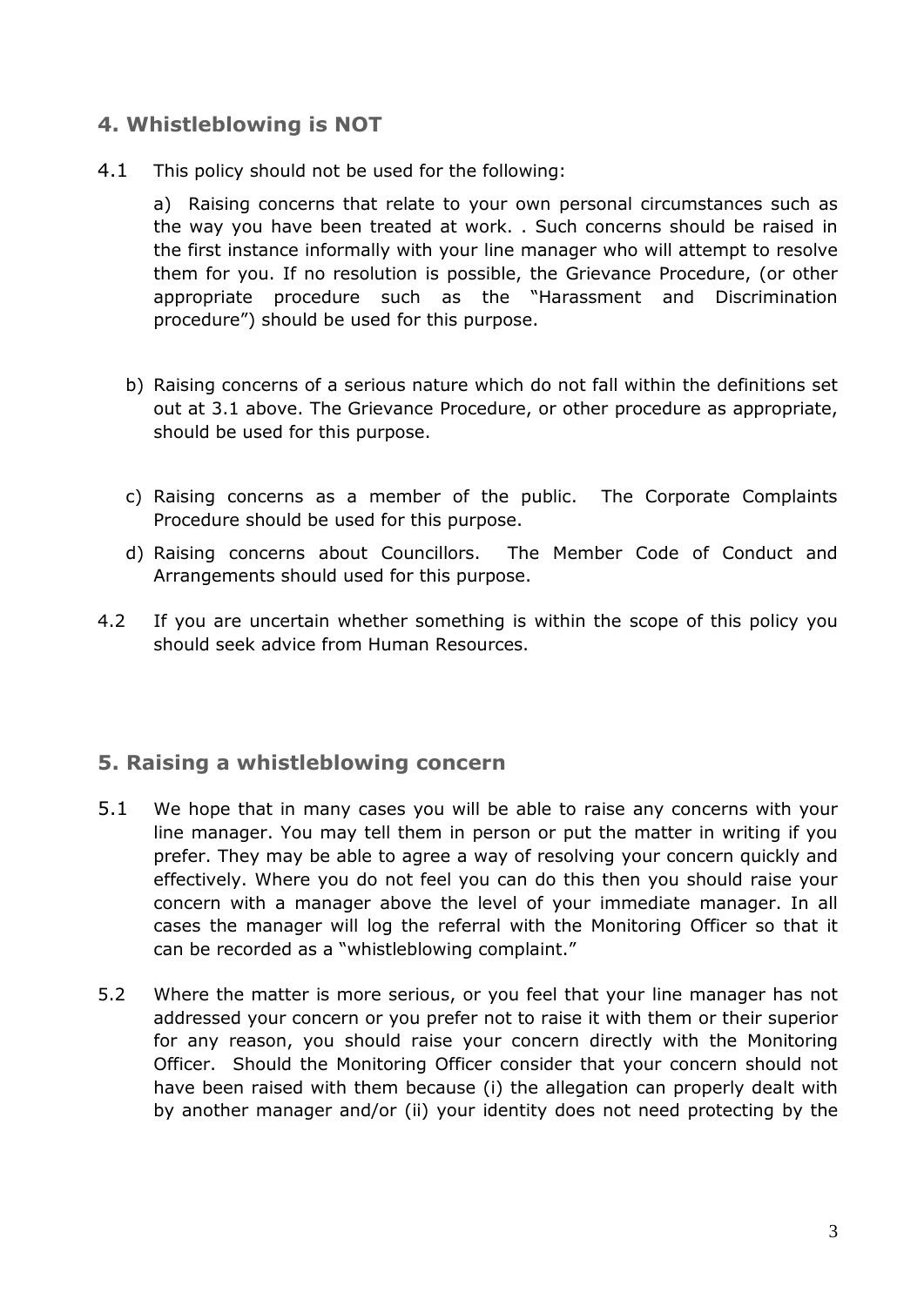## 4. Whistleblowing is NOT

4.1 This policy should not be used for the following:

a) Raising concerns that relate to your own personal circumstances such as the way you have been treated at work. . Such concerns should be raised in the first instance informally with your line manager who will attempt to resolve them for you. If no resolution is possible, the Grievance Procedure, (or other appropriate procedure such as the "Harassment and Discrimination procedure") should be used for this purpose.

b) Raising concerns of a serious nature which do not fall within the definitions set out at 3.1 above. The Grievance Procedure, or other procedure as appropriate, should be used for this purpose.

c) Raising concerns as a member of the public. The Corporate Complaints Procedure should be used for this purpose.

d) Raising concerns about Councillors. The Member Code of Conduct and Arrangements should used for this purpose.

4.2 If you are uncertain whether something is within the scope of this policy you should seek advice from Human Resources.

## 5. Raising a whistleblowing concern

5.1 We hope that in many cases you will be able to raise any concerns with your line manager. You may tell them in person or put the matter in writing if you prefer. They may be able to agree a way of resolving your concern quickly and effectively. Where you do not feel you can do this then you should raise your concern with a manager above the level of your immediate manager. In all cases the manager will log the referral with the Monitoring Officer so that it can be recorded as a "whistleblowing complaint."

5.2 Where the matter is more serious, or you feel that your line manager has not addressed your concern or you prefer not to raise it with them or their superior for any reason, you should raise your concern directly with the Monitoring Officer. Should the Monitoring Officer consider that your concern should not have been raised with them because (i) the allegation can properly dealt with by another manager and/or (ii) your identity does not need protecting by the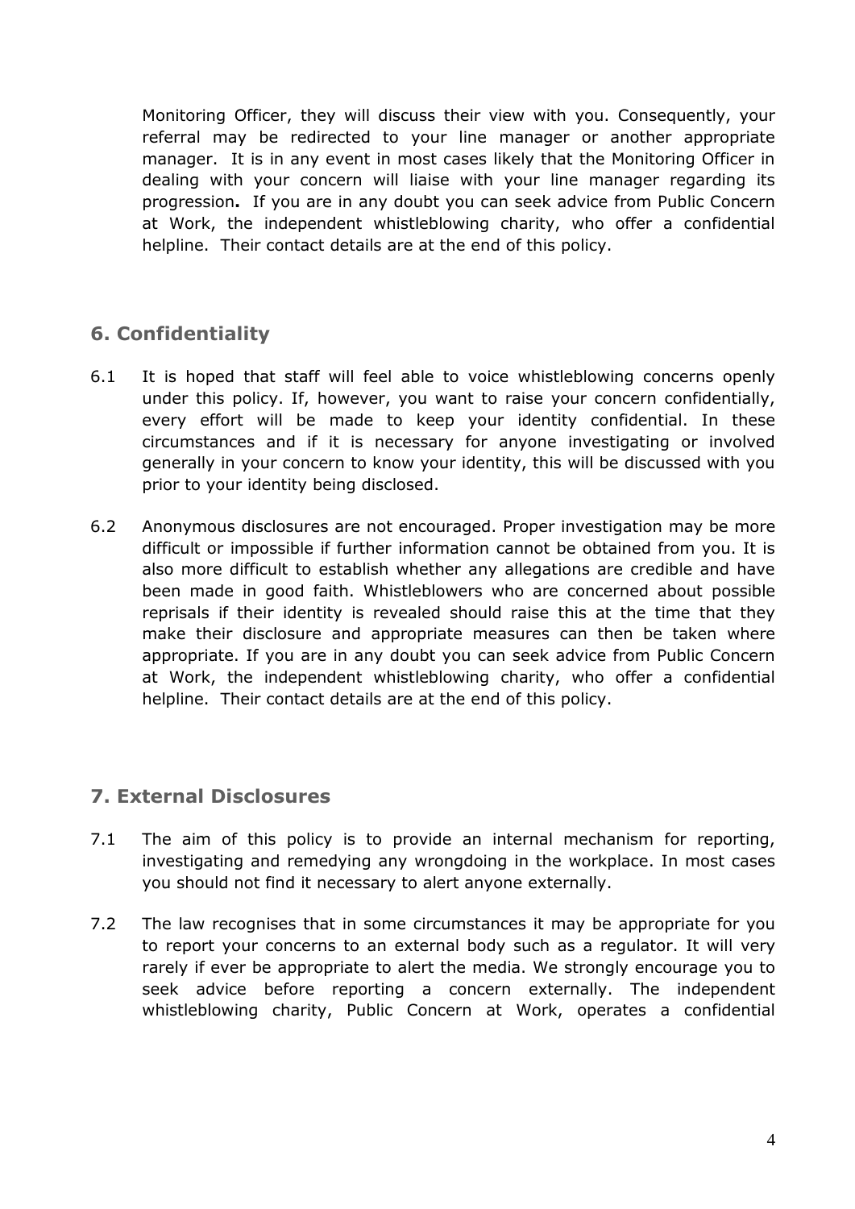Monitoring Officer, they will discuss their view with you. Consequently, your referral may be redirected to your line manager or another appropriate manager. It is in any event in most cases likely that the Monitoring Officer in dealing with your concern will liaise with your line manager regarding its progression**.** If you are in any doubt you can seek advice from Public Concern at Work, the independent whistleblowing charity, who offer a confidential helpline. Their contact details are at the end of this policy.

## 6. Confidentiality

6.1 It is hoped that staff will feel able to voice whistleblowing concerns openly under this policy. If, however, you want to raise your concern confidentially, every effort will be made to keep your identity confidential. In these circumstances and if it is necessary for anyone investigating or involved generally in your concern to know your identity, this will be discussed with you prior to your identity being disclosed.

6.2 Anonymous disclosures are not encouraged. Proper investigation may be more difficult or impossible if further information cannot be obtained from you. It is also more difficult to establish whether any allegations are credible and have been made in good faith. Whistleblowers who are concerned about possible reprisals if their identity is revealed should raise this at the time that they make their disclosure and appropriate measures can then be taken where appropriate. If you are in any doubt you can seek advice from Public Concern at Work, the independent whistleblowing charity, who offer a confidential helpline. Their contact details are at the end of this policy.

## 7. External Disclosures

7.1 The aim of this policy is to provide an internal mechanism for reporting, investigating and remedying any wrongdoing in the workplace. In most cases you should not find it necessary to alert anyone externally.

7.2 The law recognises that in some circumstances it may be appropriate for you to report your concerns to an external body such as a regulator. It will very rarely if ever be appropriate to alert the media. We strongly encourage you to seek advice before reporting a concern externally. The independent whistleblowing charity, Public Concern at Work, operates a confidential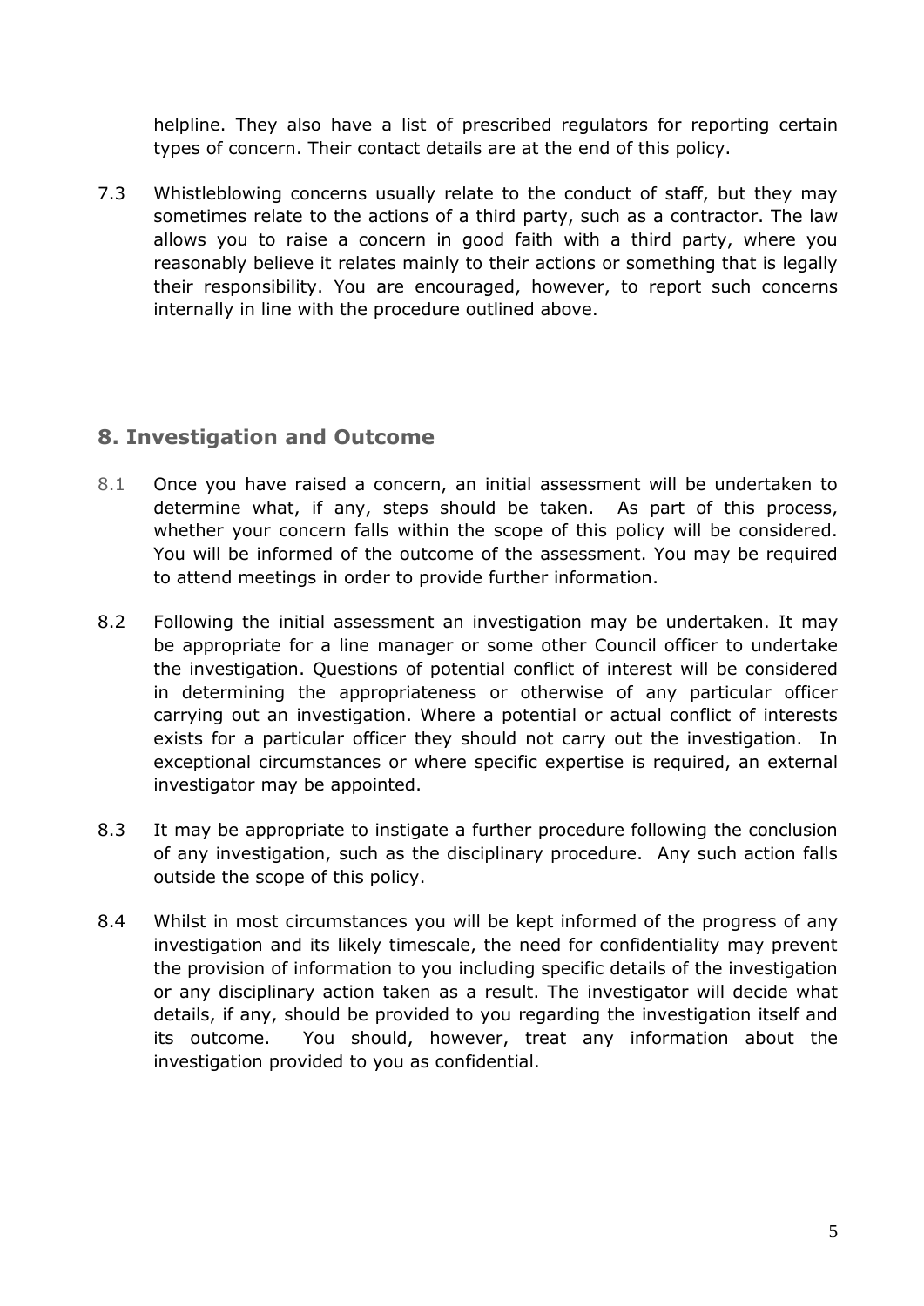helpline. They also have a list of prescribed regulators for reporting certain types of concern. Their contact details are at the end of this policy.

7.3 Whistleblowing concerns usually relate to the conduct of staff, but they may sometimes relate to the actions of a third party, such as a contractor. The law allows you to raise a concern in good faith with a third party, where you reasonably believe it relates mainly to their actions or something that is legally their responsibility. You are encouraged, however, to report such concerns internally in line with the procedure outlined above.

## 8. Investigation and Outcome

8.1 Once you have raised a concern, an initial assessment will be undertaken to determine what, if any, steps should be taken. As part of this process, whether your concern falls within the scope of this policy will be considered. You will be informed of the outcome of the assessment. You may be required to attend meetings in order to provide further information.

8.2 Following the initial assessment an investigation may be undertaken. It may be appropriate for a line manager or some other Council officer to undertake the investigation. Questions of potential conflict of interest will be considered in determining the appropriateness or otherwise of any particular officer carrying out an investigation. Where a potential or actual conflict of interests exists for a particular officer they should not carry out the investigation. In exceptional circumstances or where specific expertise is required, an external investigator may be appointed.

8.3 It may be appropriate to instigate a further procedure following the conclusion of any investigation, such as the disciplinary procedure. Any such action falls outside the scope of this policy.

8.4 Whilst in most circumstances you will be kept informed of the progress of any investigation and its likely timescale, the need for confidentiality may prevent the provision of information to you including specific details of the investigation or any disciplinary action taken as a result. The investigator will decide what details, if any, should be provided to you regarding the investigation itself and its outcome. You should, however, treat any information about the investigation provided to you as confidential.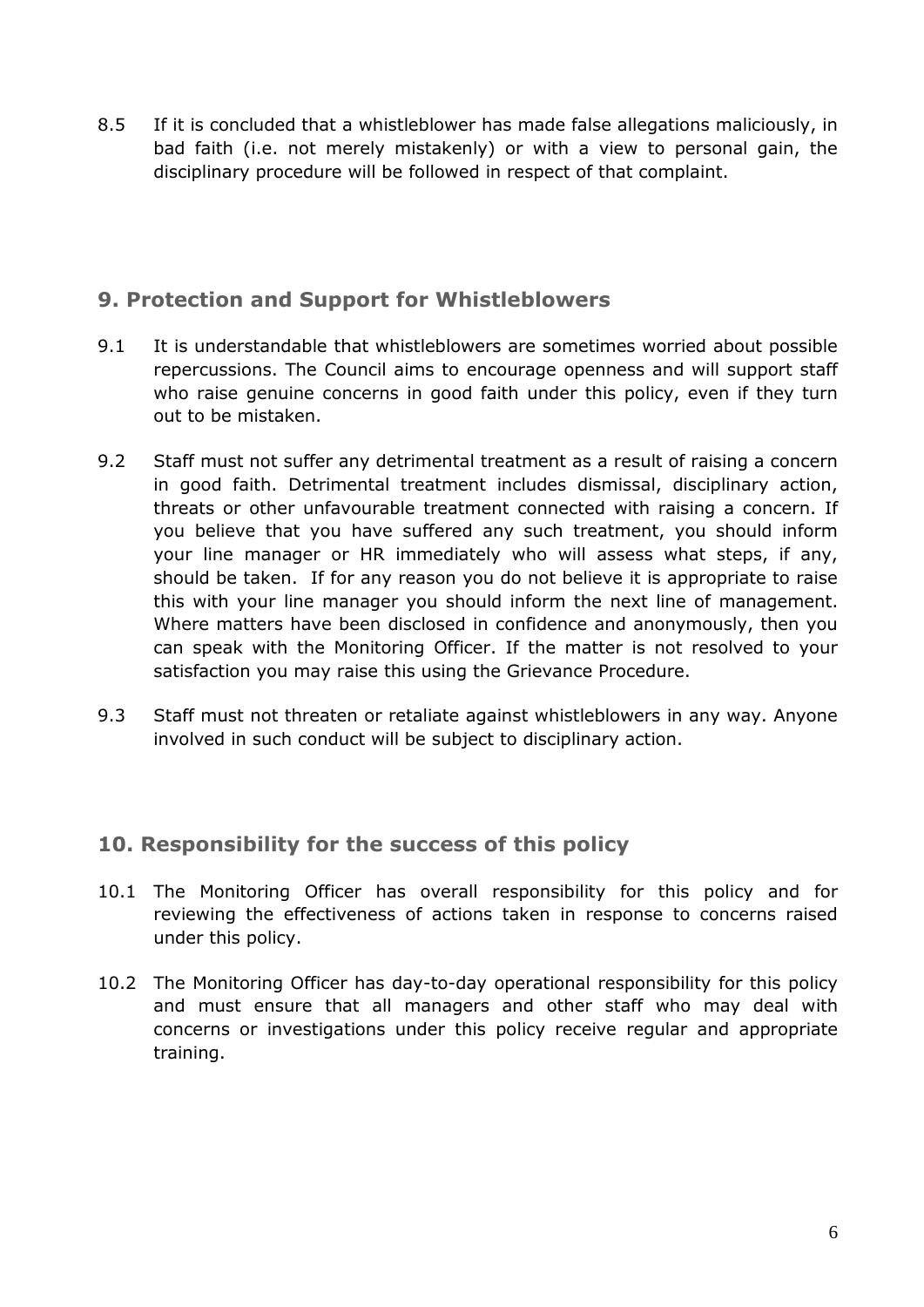8.5 If it is concluded that a whistleblower has made false allegations maliciously, in bad faith (i.e. not merely mistakenly) or with a view to personal gain, the disciplinary procedure will be followed in respect of that complaint.

## 9. Protection and Support for Whistleblowers

9.1 It is understandable that whistleblowers are sometimes worried about possible repercussions. The Council aims to encourage openness and will support staff who raise genuine concerns in good faith under this policy, even if they turn out to be mistaken.

9.2 Staff must not suffer any detrimental treatment as a result of raising a concern in good faith. Detrimental treatment includes dismissal, disciplinary action, threats or other unfavourable treatment connected with raising a concern. If you believe that you have suffered any such treatment, you should inform your line manager or HR immediately who will assess what steps, if any, should be taken. If for any reason you do not believe it is appropriate to raise this with your line manager you should inform the next line of management. Where matters have been disclosed in confidence and anonymously, then you can speak with the Monitoring Officer. If the matter is not resolved to your satisfaction you may raise this using the Grievance Procedure.

9.3 Staff must not threaten or retaliate against whistleblowers in any way. Anyone involved in such conduct will be subject to disciplinary action.

## 10. Responsibility for the success of this policy

10.1 The Monitoring Officer has overall responsibility for this policy and for reviewing the effectiveness of actions taken in response to concerns raised under this policy.

10.2 The Monitoring Officer has day-to-day operational responsibility for this policy and must ensure that all managers and other staff who may deal with concerns or investigations under this policy receive regular and appropriate training.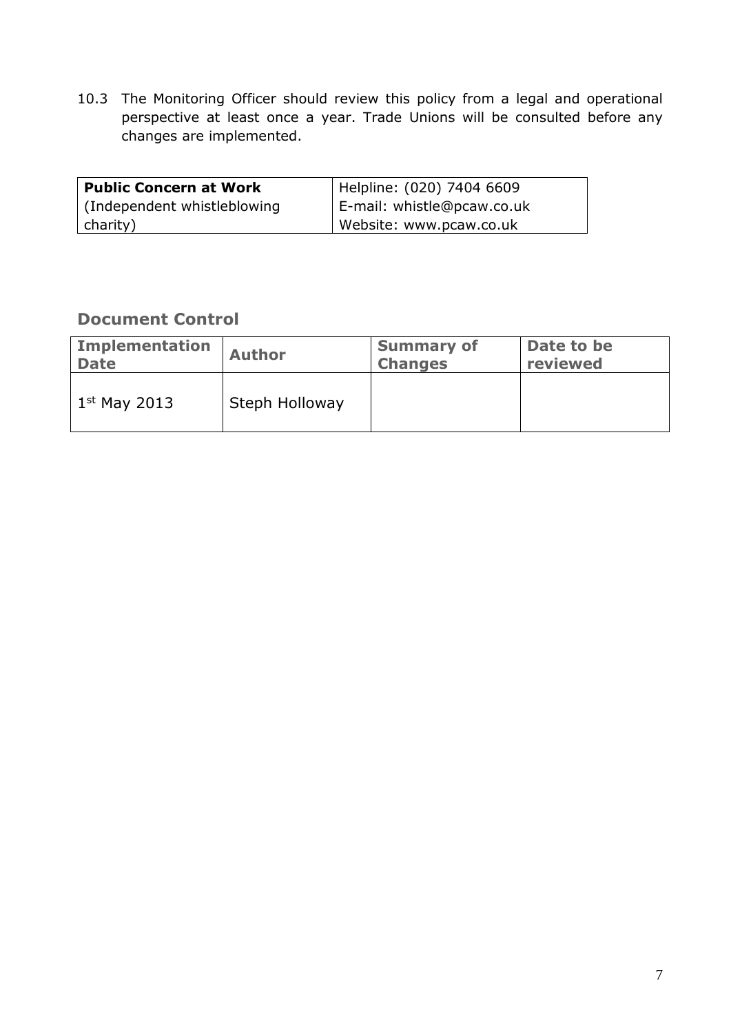10.3 The Monitoring Officer should review this policy from a legal and operational perspective at least once a year. Trade Unions will be consulted before any changes are implemented.

| | |
|---|---|
| **Public Concern at Work** (Independent whistleblowing charity) | Helpline: (020) 7404 6609<br>E-mail: whistle@pcaw.co.uk<br>Website: www.pcaw.co.uk |

## Document Control

| Implementation Date | Author | Summary of Changes | Date to be reviewed |
|---|---|---|---|
| 1st May 2013 | Steph Holloway | | |